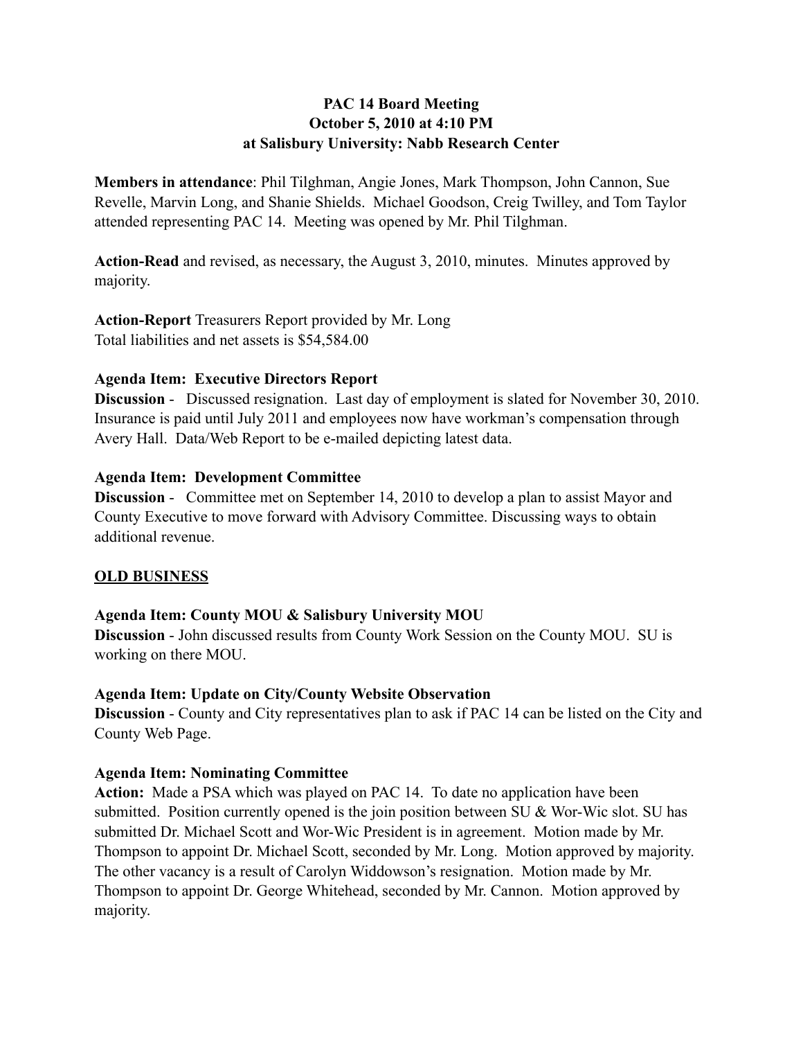# PAC 14 Board Meeting
## October 5, 2010 at 4:10 PM
## at Salisbury University: Nabb Research Center

**Members in attendance**: Phil Tilghman, Angie Jones, Mark Thompson, John Cannon, Sue Revelle, Marvin Long, and Shanie Shields. Michael Goodson, Creig Twilley, and Tom Taylor attended representing PAC 14. Meeting was opened by Mr. Phil Tilghman.

**Action-Read** and revised, as necessary, the August 3, 2010, minutes. Minutes approved by majority.

**Action-Report** Treasurers Report provided by Mr. Long
Total liabilities and net assets is $54,584.00

**Agenda Item: Executive Directors Report**
**Discussion** - Discussed resignation. Last day of employment is slated for November 30, 2010. Insurance is paid until July 2011 and employees now have workman's compensation through Avery Hall. Data/Web Report to be e-mailed depicting latest data.

**Agenda Item: Development Committee**
**Discussion** - Committee met on September 14, 2010 to develop a plan to assist Mayor and County Executive to move forward with Advisory Committee. Discussing ways to obtain additional revenue.

**<u>OLD BUSINESS</u>**

**Agenda Item: County MOU & Salisbury University MOU**
**Discussion** - John discussed results from County Work Session on the County MOU. SU is working on there MOU.

**Agenda Item: Update on City/County Website Observation**
**Discussion** - County and City representatives plan to ask if PAC 14 can be listed on the City and County Web Page.

**Agenda Item: Nominating Committee**
**Action:** Made a PSA which was played on PAC 14. To date no application have been submitted. Position currently opened is the join position between SU & Wor-Wic slot. SU has submitted Dr. Michael Scott and Wor-Wic President is in agreement. Motion made by Mr. Thompson to appoint Dr. Michael Scott, seconded by Mr. Long. Motion approved by majority. The other vacancy is a result of Carolyn Widdowson's resignation. Motion made by Mr. Thompson to appoint Dr. George Whitehead, seconded by Mr. Cannon. Motion approved by majority.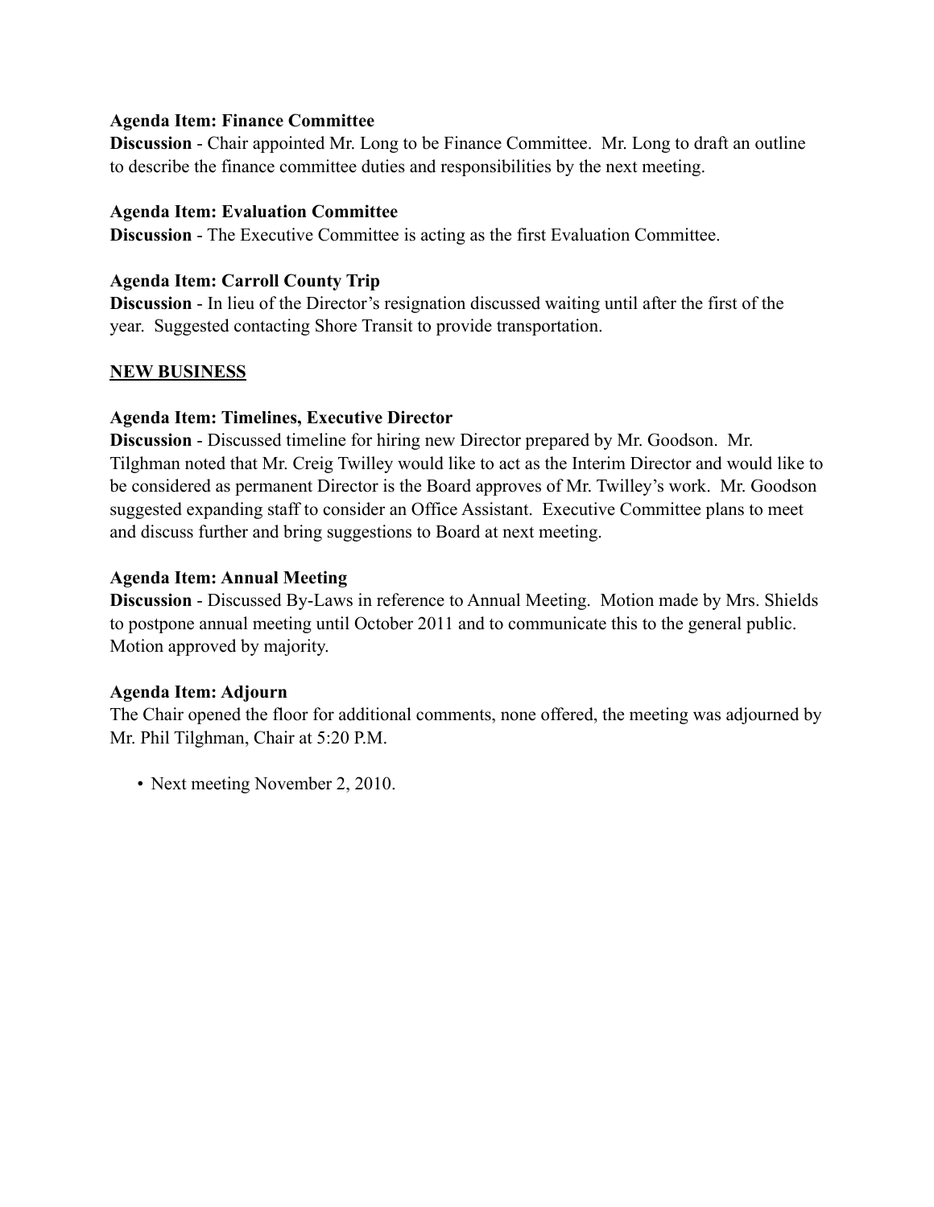**Agenda Item: Finance Committee**
**Discussion** - Chair appointed Mr. Long to be Finance Committee. Mr. Long to draft an outline to describe the finance committee duties and responsibilities by the next meeting.

**Agenda Item: Evaluation Committee**
**Discussion** - The Executive Committee is acting as the first Evaluation Committee.

**Agenda Item: Carroll County Trip**
**Discussion** - In lieu of the Director's resignation discussed waiting until after the first of the year. Suggested contacting Shore Transit to provide transportation.

## NEW BUSINESS

**Agenda Item: Timelines, Executive Director**
**Discussion** - Discussed timeline for hiring new Director prepared by Mr. Goodson. Mr. Tilghman noted that Mr. Creig Twilley would like to act as the Interim Director and would like to be considered as permanent Director is the Board approves of Mr. Twilley's work. Mr. Goodson suggested expanding staff to consider an Office Assistant. Executive Committee plans to meet and discuss further and bring suggestions to Board at next meeting.

**Agenda Item: Annual Meeting**
**Discussion** - Discussed By-Laws in reference to Annual Meeting. Motion made by Mrs. Shields to postpone annual meeting until October 2011 and to communicate this to the general public. Motion approved by majority.

**Agenda Item: Adjourn**
The Chair opened the floor for additional comments, none offered, the meeting was adjourned by Mr. Phil Tilghman, Chair at 5:20 P.M.

- Next meeting November 2, 2010.